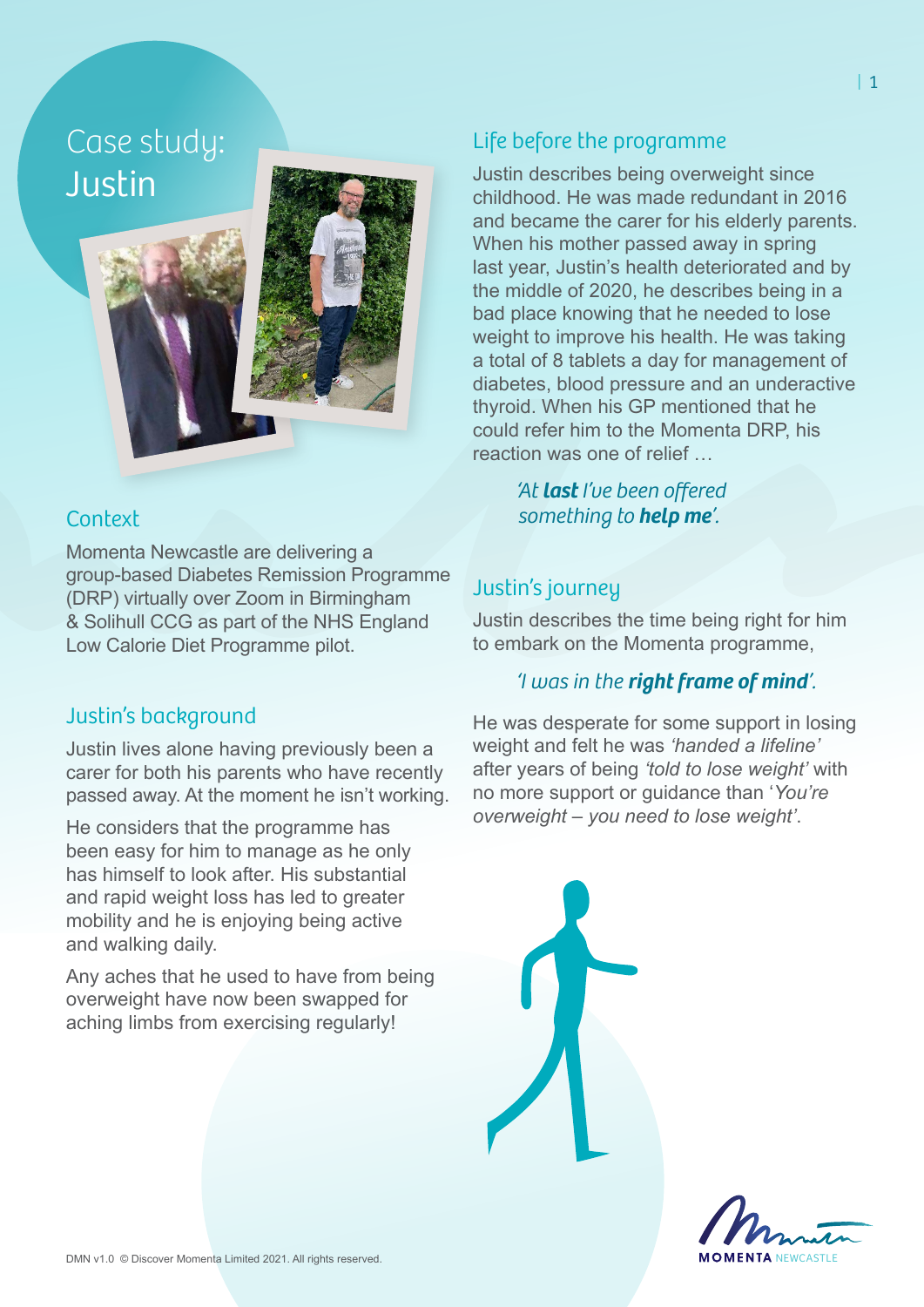# Case study: Justin

## Context

Momenta Newcastle are delivering a group-based Diabetes Remission Programme (DRP) virtually over Zoom in Birmingham & Solihull CCG as part of the NHS England Low Calorie Diet Programme pilot.

## Justin's background

Justin lives alone having previously been a carer for both his parents who have recently passed away. At the moment he isn't working.

He considers that the programme has been easy for him to manage as he only has himself to look after. His substantial and rapid weight loss has led to greater mobility and he is enjoying being active and walking daily.

Any aches that he used to have from being overweight have now been swapped for aching limbs from exercising regularly!

## Life before the programme

Justin describes being overweight since childhood. He was made redundant in 2016 and became the carer for his elderly parents. When his mother passed away in spring last year, Justin's health deteriorated and by the middle of 2020, he describes being in a bad place knowing that he needed to lose weight to improve his health. He was taking a total of 8 tablets a day for management of diabetes, blood pressure and an underactive thyroid. When his GP mentioned that he could refer him to the Momenta DRP, his reaction was one of relief …

> *'At **last** I've been offered something to **help me**'.*

## Justin's journey

Justin describes the time being right for him to embark on the Momenta programme,

> *'I was in the **right frame of mind**'.*

He was desperate for some support in losing weight and felt he was *'handed a lifeline'* after years of being *'told to lose weight'* with no more support or guidance than '*You're overweight – you need to lose weight*'.

DMN v1.0 © Discover Momenta Limited 2021. All rights reserved.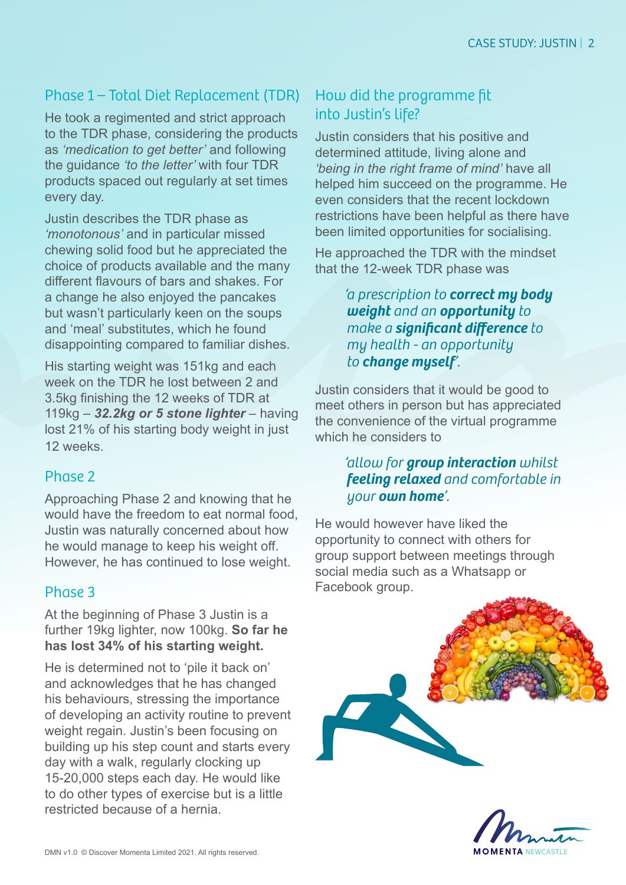## Phase 1 – Total Diet Replacement (TDR)

He took a regimented and strict approach to the TDR phase, considering the products as *'medication to get better'* and following the guidance *'to the letter'* with four TDR products spaced out regularly at set times every day.

Justin describes the TDR phase as *'monotonous'* and in particular missed chewing solid food but he appreciated the choice of products available and the many different flavours of bars and shakes. For a change he also enjoyed the pancakes but wasn't particularly keen on the soups and 'meal' substitutes, which he found disappointing compared to familiar dishes.

His starting weight was 151kg and each week on the TDR he lost between 2 and 3.5kg finishing the 12 weeks of TDR at 119kg – ***32.2kg or 5 stone lighter*** – having lost 21% of his starting body weight in just 12 weeks.

## Phase 2

Approaching Phase 2 and knowing that he would have the freedom to eat normal food, Justin was naturally concerned about how he would manage to keep his weight off. However, he has continued to lose weight.

## Phase 3

At the beginning of Phase 3 Justin is a further 19kg lighter, now 100kg. **So far he has lost 34% of his starting weight.**

He is determined not to 'pile it back on' and acknowledges that he has changed his behaviours, stressing the importance of developing an activity routine to prevent weight regain. Justin's been focusing on building up his step count and starts every day with a walk, regularly clocking up 15-20,000 steps each day. He would like to do other types of exercise but is a little restricted because of a hernia.

## How did the programme fit into Justin's life?

Justin considers that his positive and determined attitude, living alone and *'being in the right frame of mind'* have all helped him succeed on the programme. He even considers that the recent lockdown restrictions have been helpful as there have been limited opportunities for socialising.

He approached the TDR with the mindset that the 12-week TDR phase was

> *'a prescription to* ***correct my body weight*** *and an* ***opportunity*** *to make a* ***significant difference*** *to my health - an opportunity to* ***change myself****'.*

Justin considers that it would be good to meet others in person but has appreciated the convenience of the virtual programme which he considers to

> *'allow for* ***group interaction*** *whilst* ***feeling relaxed*** *and comfortable in your* ***own home****'.*

He would however have liked the opportunity to connect with others for group support between meetings through social media such as a Whatsapp or Facebook group.

DMN v1.0 © Discover Momenta Limited 2021. All rights reserved.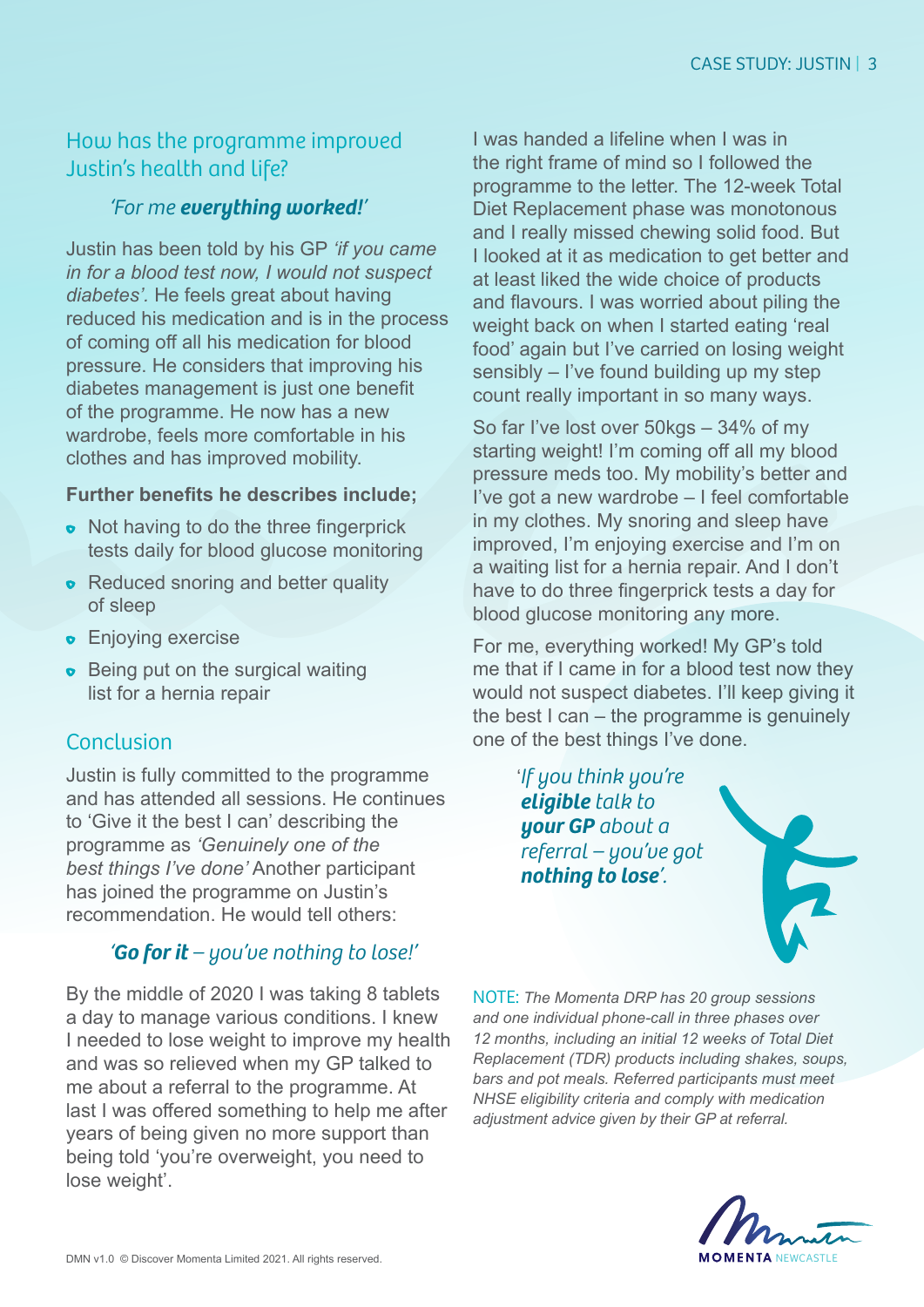## How has the programme improved Justin's health and life?

*'For me **everything worked!**'*

Justin has been told by his GP *'if you came in for a blood test now, I would not suspect diabetes'.* He feels great about having reduced his medication and is in the process of coming off all his medication for blood pressure. He considers that improving his diabetes management is just one benefit of the programme. He now has a new wardrobe, feels more comfortable in his clothes and has improved mobility.

**Further benefits he describes include;**

- Not having to do the three fingerprick tests daily for blood glucose monitoring
- Reduced snoring and better quality of sleep
- Enjoying exercise
- Being put on the surgical waiting list for a hernia repair

## Conclusion

Justin is fully committed to the programme and has attended all sessions. He continues to 'Give it the best I can' describing the programme as *'Genuinely one of the best things I've done'* Another participant has joined the programme on Justin's recommendation. He would tell others:

*'**Go for it** – you've nothing to lose!'*

By the middle of 2020 I was taking 8 tablets a day to manage various conditions. I knew I needed to lose weight to improve my health and was so relieved when my GP talked to me about a referral to the programme. At last I was offered something to help me after years of being given no more support than being told 'you're overweight, you need to lose weight'.

I was handed a lifeline when I was in the right frame of mind so I followed the programme to the letter. The 12-week Total Diet Replacement phase was monotonous and I really missed chewing solid food. But I looked at it as medication to get better and at least liked the wide choice of products and flavours. I was worried about piling the weight back on when I started eating 'real food' again but I've carried on losing weight sensibly – I've found building up my step count really important in so many ways.

So far I've lost over 50kgs – 34% of my starting weight! I'm coming off all my blood pressure meds too. My mobility's better and I've got a new wardrobe – I feel comfortable in my clothes. My snoring and sleep have improved, I'm enjoying exercise and I'm on a waiting list for a hernia repair. And I don't have to do three fingerprick tests a day for blood glucose monitoring any more.

For me, everything worked! My GP's told me that if I came in for a blood test now they would not suspect diabetes. I'll keep giving it the best I can – the programme is genuinely one of the best things I've done.

*'If you think you're **eligible** talk to **your GP** about a referral – you've got **nothing to lose**'.*

NOTE: *The Momenta DRP has 20 group sessions and one individual phone-call in three phases over 12 months, including an initial 12 weeks of Total Diet Replacement (TDR) products including shakes, soups, bars and pot meals. Referred participants must meet NHSE eligibility criteria and comply with medication adjustment advice given by their GP at referral.*

DMN v1.0 © Discover Momenta Limited 2021. All rights reserved.

MOMENTA NEWCASTLE